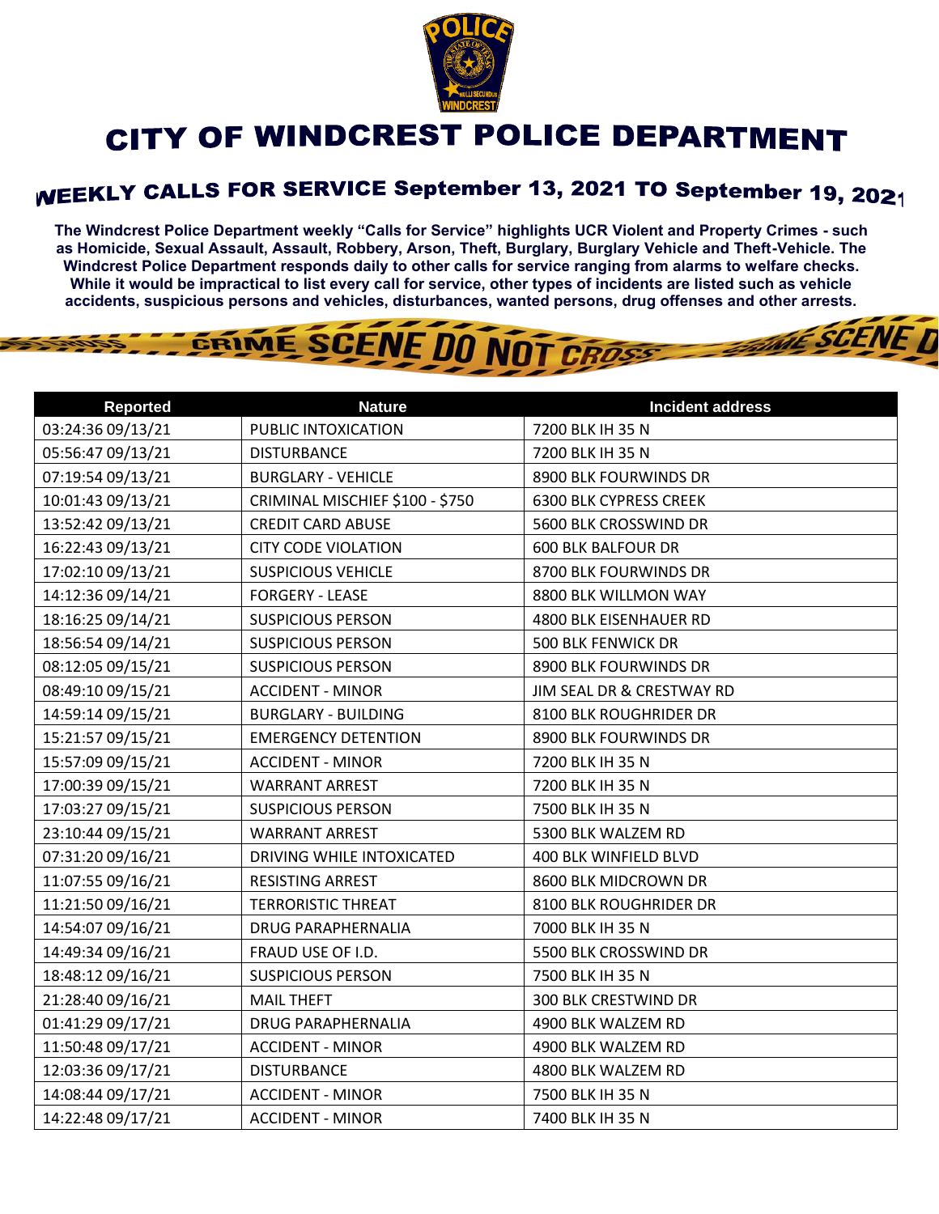# CITY OF WINDCREST POLICE DEPARTMENT

## WEEKLY CALLS FOR SERVICE September 13, 2021 TO September 19, 2021

**The Windcrest Police Department weekly "Calls for Service" highlights UCR Violent and Property Crimes - such as Homicide, Sexual Assault, Assault, Robbery, Arson, Theft, Burglary, Burglary Vehicle and Theft-Vehicle. The Windcrest Police Department responds daily to other calls for service ranging from alarms to welfare checks. While it would be impractical to list every call for service, other types of incidents are listed such as vehicle accidents, suspicious persons and vehicles, disturbances, wanted persons, drug offenses and other arrests.**

| Reported | Nature | Incident address |
|---|---|---|
| 03:24:36 09/13/21 | PUBLIC INTOXICATION | 7200 BLK IH 35 N |
| 05:56:47 09/13/21 | DISTURBANCE | 7200 BLK IH 35 N |
| 07:19:54 09/13/21 | BURGLARY - VEHICLE | 8900 BLK FOURWINDS DR |
| 10:01:43 09/13/21 | CRIMINAL MISCHIEF $100 - $750 | 6300 BLK CYPRESS CREEK |
| 13:52:42 09/13/21 | CREDIT CARD ABUSE | 5600 BLK CROSSWIND DR |
| 16:22:43 09/13/21 | CITY CODE VIOLATION | 600 BLK BALFOUR DR |
| 17:02:10 09/13/21 | SUSPICIOUS VEHICLE | 8700 BLK FOURWINDS DR |
| 14:12:36 09/14/21 | FORGERY - LEASE | 8800 BLK WILLMON WAY |
| 18:16:25 09/14/21 | SUSPICIOUS PERSON | 4800 BLK EISENHAUER RD |
| 18:56:54 09/14/21 | SUSPICIOUS PERSON | 500 BLK FENWICK DR |
| 08:12:05 09/15/21 | SUSPICIOUS PERSON | 8900 BLK FOURWINDS DR |
| 08:49:10 09/15/21 | ACCIDENT - MINOR | JIM SEAL DR & CRESTWAY RD |
| 14:59:14 09/15/21 | BURGLARY - BUILDING | 8100 BLK ROUGHRIDER DR |
| 15:21:57 09/15/21 | EMERGENCY DETENTION | 8900 BLK FOURWINDS DR |
| 15:57:09 09/15/21 | ACCIDENT - MINOR | 7200 BLK IH 35 N |
| 17:00:39 09/15/21 | WARRANT ARREST | 7200 BLK IH 35 N |
| 17:03:27 09/15/21 | SUSPICIOUS PERSON | 7500 BLK IH 35 N |
| 23:10:44 09/15/21 | WARRANT ARREST | 5300 BLK WALZEM RD |
| 07:31:20 09/16/21 | DRIVING WHILE INTOXICATED | 400 BLK WINFIELD BLVD |
| 11:07:55 09/16/21 | RESISTING ARREST | 8600 BLK MIDCROWN DR |
| 11:21:50 09/16/21 | TERRORISTIC THREAT | 8100 BLK ROUGHRIDER DR |
| 14:54:07 09/16/21 | DRUG PARAPHERNALIA | 7000 BLK IH 35 N |
| 14:49:34 09/16/21 | FRAUD USE OF I.D. | 5500 BLK CROSSWIND DR |
| 18:48:12 09/16/21 | SUSPICIOUS PERSON | 7500 BLK IH 35 N |
| 21:28:40 09/16/21 | MAIL THEFT | 300 BLK CRESTWIND DR |
| 01:41:29 09/17/21 | DRUG PARAPHERNALIA | 4900 BLK WALZEM RD |
| 11:50:48 09/17/21 | ACCIDENT - MINOR | 4900 BLK WALZEM RD |
| 12:03:36 09/17/21 | DISTURBANCE | 4800 BLK WALZEM RD |
| 14:08:44 09/17/21 | ACCIDENT - MINOR | 7500 BLK IH 35 N |
| 14:22:48 09/17/21 | ACCIDENT - MINOR | 7400 BLK IH 35 N |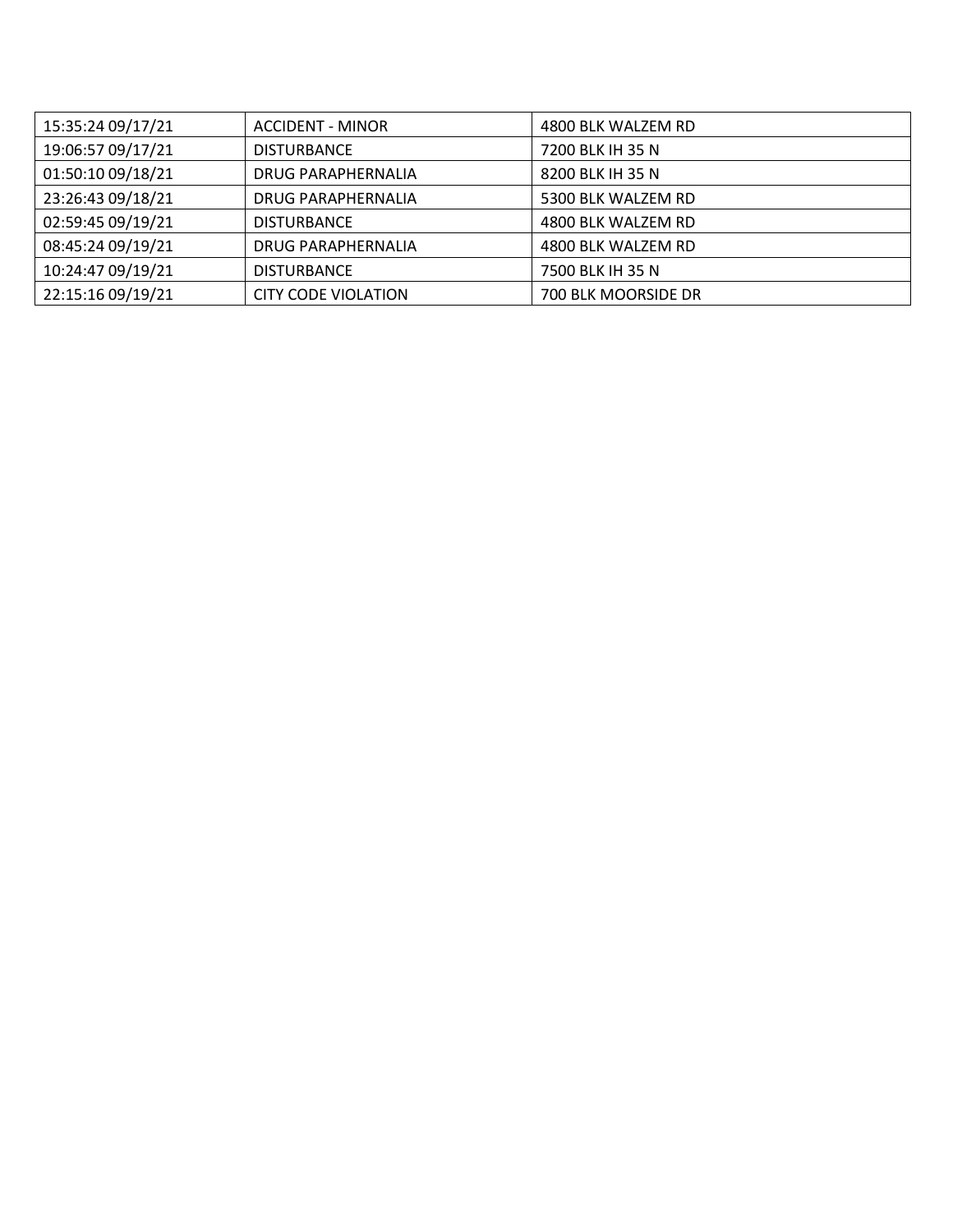| | | |
|---|---|---|
| 15:35:24 09/17/21 | ACCIDENT - MINOR | 4800 BLK WALZEM RD |
| 19:06:57 09/17/21 | DISTURBANCE | 7200 BLK IH 35 N |
| 01:50:10 09/18/21 | DRUG PARAPHERNALIA | 8200 BLK IH 35 N |
| 23:26:43 09/18/21 | DRUG PARAPHERNALIA | 5300 BLK WALZEM RD |
| 02:59:45 09/19/21 | DISTURBANCE | 4800 BLK WALZEM RD |
| 08:45:24 09/19/21 | DRUG PARAPHERNALIA | 4800 BLK WALZEM RD |
| 10:24:47 09/19/21 | DISTURBANCE | 7500 BLK IH 35 N |
| 22:15:16 09/19/21 | CITY CODE VIOLATION | 700 BLK MOORSIDE DR |